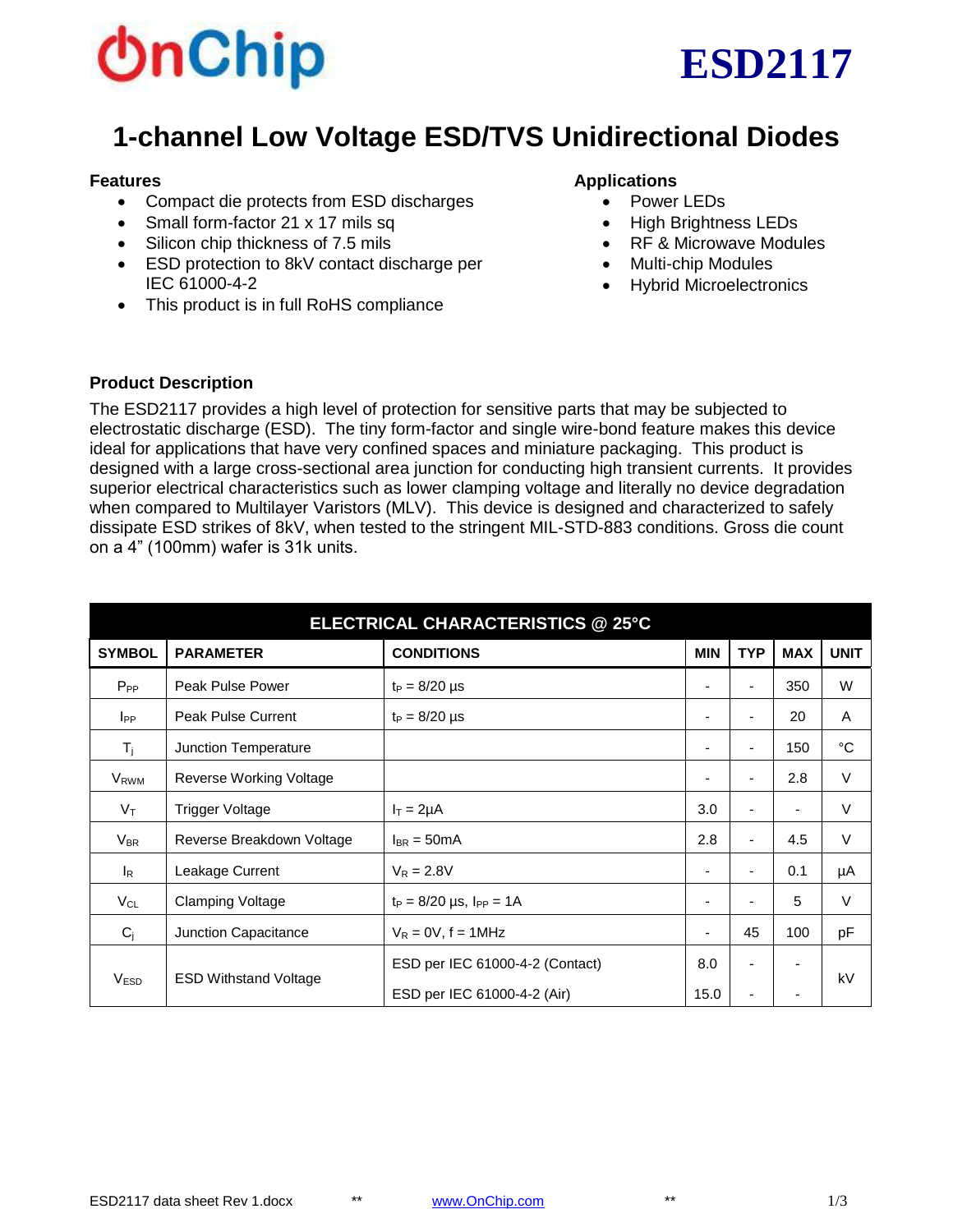OnChip

# ESD2117

## 1-channel Low Voltage ESD/TVS Unidirectional Diodes

### Features

- Compact die protects from ESD discharges
- Small form-factor 21 x 17 mils sq
- Silicon chip thickness of 7.5 mils
- ESD protection to 8kV contact discharge per IEC 61000-4-2
- This product is in full RoHS compliance

### Applications

- Power LEDs
- High Brightness LEDs
- RF & Microwave Modules
- Multi-chip Modules
- Hybrid Microelectronics

### Product Description

The ESD2117 provides a high level of protection for sensitive parts that may be subjected to electrostatic discharge (ESD). The tiny form-factor and single wire-bond feature makes this device ideal for applications that have very confined spaces and miniature packaging. This product is designed with a large cross-sectional area junction for conducting high transient currents. It provides superior electrical characteristics such as lower clamping voltage and literally no device degradation when compared to Multilayer Varistors (MLV). This device is designed and characterized to safely dissipate ESD strikes of 8kV, when tested to the stringent MIL-STD-883 conditions. Gross die count on a 4" (100mm) wafer is 31k units.

| ELECTRICAL CHARACTERISTICS @ 25°C | | | | | | |
|---|---|---|---|---|---|---|
| **SYMBOL** | **PARAMETER** | **CONDITIONS** | **MIN** | **TYP** | **MAX** | **UNIT** |
| $P_{PP}$ | Peak Pulse Power | $t_P$ = 8/20 µs | - | - | 350 | W |
| $I_{PP}$ | Peak Pulse Current | $t_P$ = 8/20 µs | - | - | 20 | A |
| $T_j$ | Junction Temperature | | - | - | 150 | °C |
| $V_{RWM}$ | Reverse Working Voltage | | - | - | 2.8 | V |
| $V_T$ | Trigger Voltage | $I_T$ = 2µA | 3.0 | - | - | V |
| $V_{BR}$ | Reverse Breakdown Voltage | $I_{BR}$ = 50mA | 2.8 | - | 4.5 | V |
| $I_R$ | Leakage Current | $V_R$ = 2.8V | - | - | 0.1 | µA |
| $V_{CL}$ | Clamping Voltage | $t_P$ = 8/20 µs, $I_{PP}$ = 1A | - | - | 5 | V |
| $C_j$ | Junction Capacitance | $V_R$ = 0V, f = 1MHz | - | 45 | 100 | pF |
| $V_{ESD}$ | ESD Withstand Voltage | ESD per IEC 61000-4-2 (Contact) | 8.0 | - | - | kV |
| | | ESD per IEC 61000-4-2 (Air) | 15.0 | - | - | |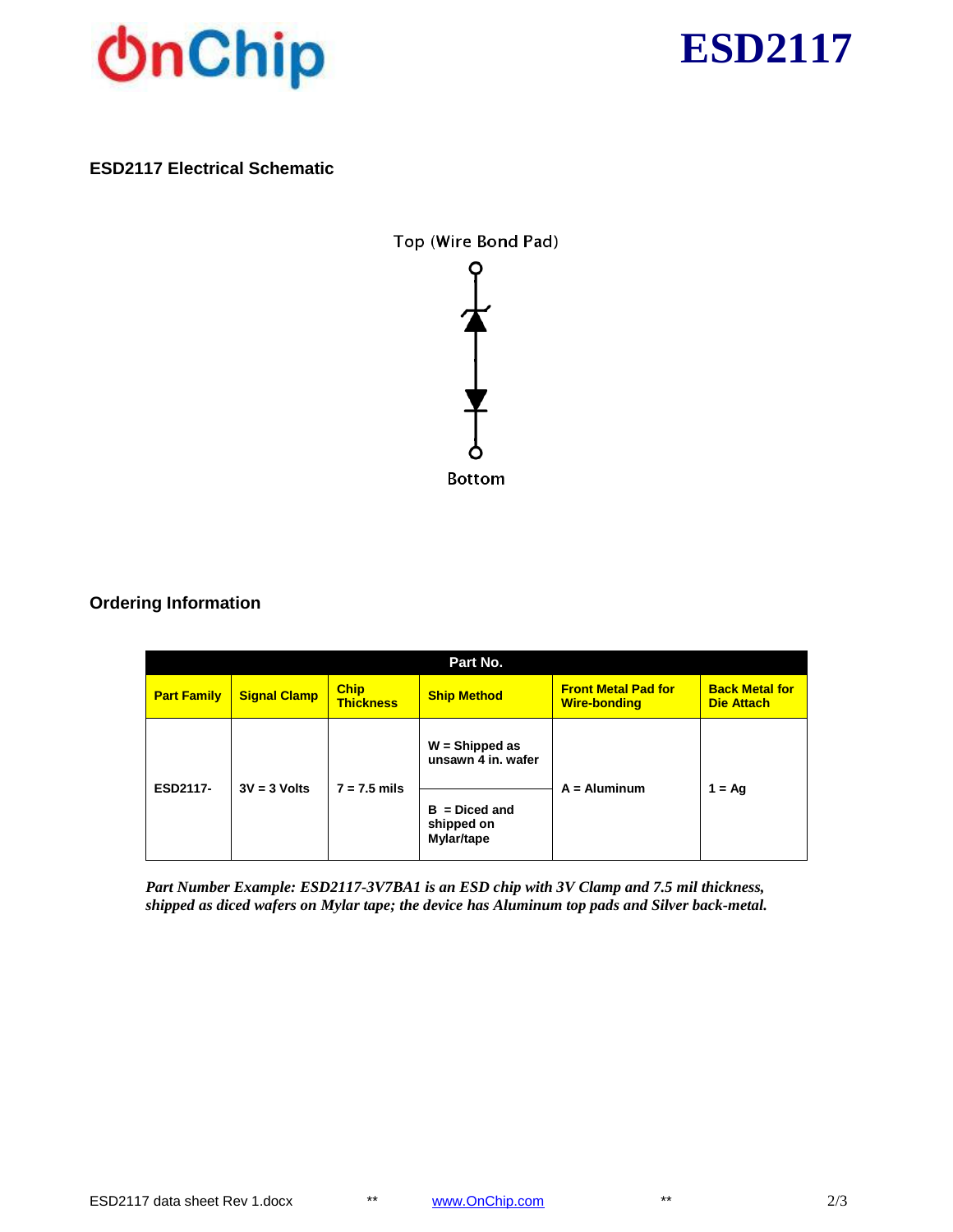### ESD2117 Electrical Schematic

Top (Wire Bond Pad)

Bottom

### Ordering Information

| Part No. | | | | | |
|---|---|---|---|---|---|
| **Part Family** | **Signal Clamp** | **Chip Thickness** | **Ship Method** | **Front Metal Pad for Wire-bonding** | **Back Metal for Die Attach** |
| ESD2117- | 3V = 3 Volts | 7 = 7.5 mils | W = Shipped as unsawn 4 in. wafer | A = Aluminum | 1 = Ag |
| | | | B = Diced and shipped on Mylar/tape | | |

*Part Number Example: ESD2117-3V7BA1 is an ESD chip with 3V Clamp and 7.5 mil thickness, shipped as diced wafers on Mylar tape; the device has Aluminum top pads and Silver back-metal.*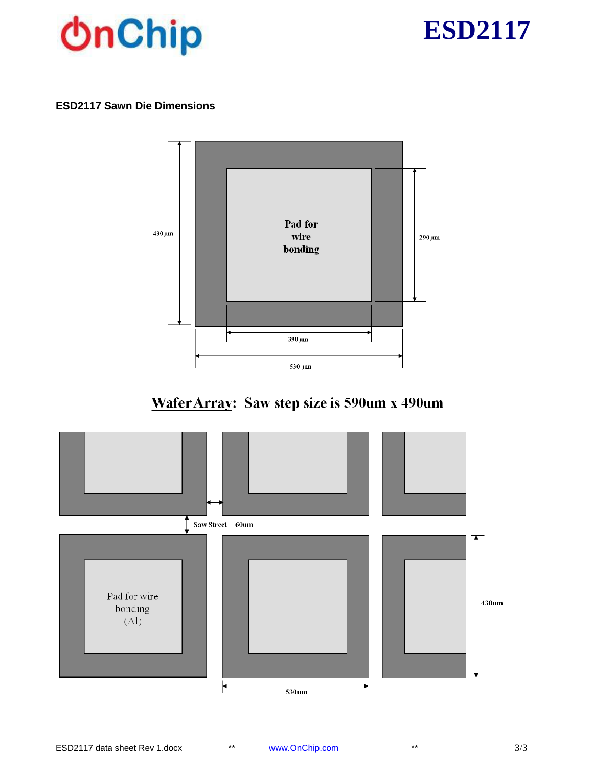**ESD2117 Sawn Die Dimensions**

Pad for wire bonding

430 µm

290 µm

390 µm

530 µm

**<u>Wafer Array</u>: Saw step size is 590um x 490um**

Saw Street = 60um

Pad for wire bonding (Al)

430um

530um